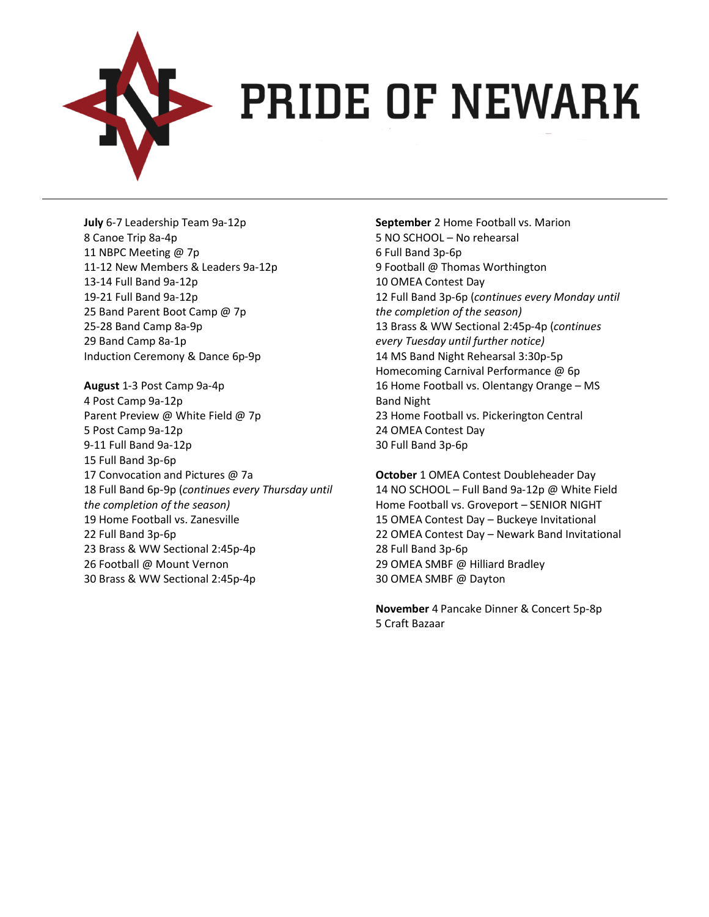# PRIDE OF NEWARK

**July** 6-7 Leadership Team 9a-12p
8 Canoe Trip 8a-4p
11 NBPC Meeting @ 7p
11-12 New Members & Leaders 9a-12p
13-14 Full Band 9a-12p
19-21 Full Band 9a-12p
25 Band Parent Boot Camp @ 7p
25-28 Band Camp 8a-9p
29 Band Camp 8a-1p
Induction Ceremony & Dance 6p-9p

**August** 1-3 Post Camp 9a-4p
4 Post Camp 9a-12p
Parent Preview @ White Field @ 7p
5 Post Camp 9a-12p
9-11 Full Band 9a-12p
15 Full Band 3p-6p
17 Convocation and Pictures @ 7a
18 Full Band 6p-9p (*continues every Thursday until the completion of the season)*
19 Home Football vs. Zanesville
22 Full Band 3p-6p
23 Brass & WW Sectional 2:45p-4p
26 Football @ Mount Vernon
30 Brass & WW Sectional 2:45p-4p

**September** 2 Home Football vs. Marion
5 NO SCHOOL – No rehearsal
6 Full Band 3p-6p
9 Football @ Thomas Worthington
10 OMEA Contest Day
12 Full Band 3p-6p (*continues every Monday until the completion of the season)*
13 Brass & WW Sectional 2:45p-4p (*continues every Tuesday until further notice)*
14 MS Band Night Rehearsal 3:30p-5p
Homecoming Carnival Performance @ 6p
16 Home Football vs. Olentangy Orange – MS Band Night
23 Home Football vs. Pickerington Central
24 OMEA Contest Day
30 Full Band 3p-6p

**October** 1 OMEA Contest Doubleheader Day
14 NO SCHOOL – Full Band 9a-12p @ White Field
Home Football vs. Groveport – SENIOR NIGHT
15 OMEA Contest Day – Buckeye Invitational
22 OMEA Contest Day – Newark Band Invitational
28 Full Band 3p-6p
29 OMEA SMBF @ Hilliard Bradley
30 OMEA SMBF @ Dayton

**November** 4 Pancake Dinner & Concert 5p-8p
5 Craft Bazaar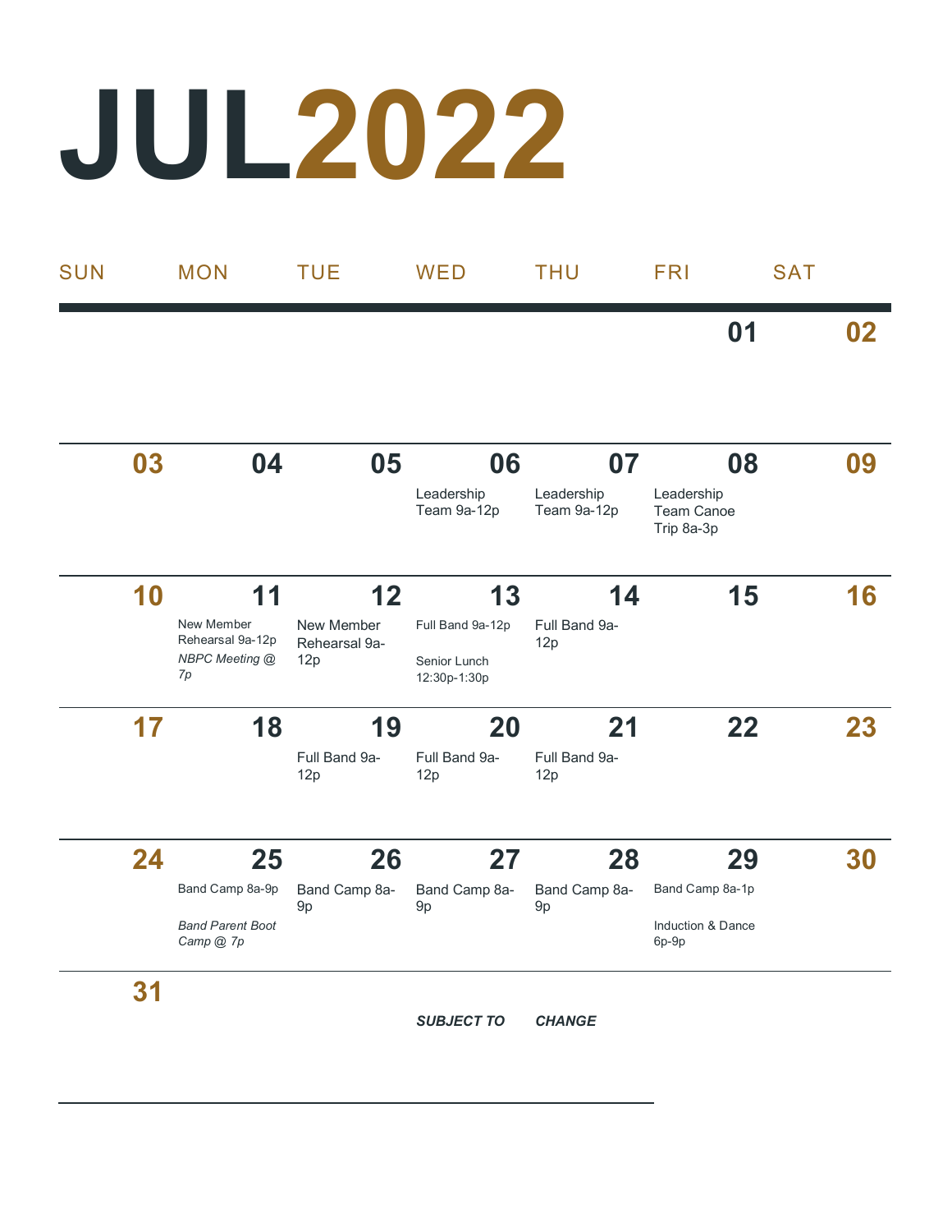# JUL2022

| SUN | MON | TUE | WED | THU | FRI | SAT |
|---|---|---|---|---|---|---|
| | | | | | 01 | 02 |
| 03 | 04 | 05 | 06<br>Leadership Team 9a-12p | 07<br>Leadership Team 9a-12p | 08<br>Leadership Team Canoe Trip 8a-3p | 09 |
| 10 | 11<br>New Member Rehearsal 9a-12p<br>*NBPC Meeting @ 7p* | 12<br>New Member Rehearsal 9a-12p | 13<br>Full Band 9a-12p<br>Senior Lunch 12:30p-1:30p | 14<br>Full Band 9a-12p | 15 | 16 |
| 17 | 18 | 19<br>Full Band 9a-12p | 20<br>Full Band 9a-12p | 21<br>Full Band 9a-12p | 22 | 23 |
| 24 | 25<br>Band Camp 8a-9p<br>*Band Parent Boot Camp @ 7p* | 26<br>Band Camp 8a-9p | 27<br>Band Camp 8a-9p | 28<br>Band Camp 8a-9p | 29<br>Band Camp 8a-1p<br>Induction & Dance 6p-9p | 30 |
| 31 | | | | | | |

***SUBJECT TO CHANGE***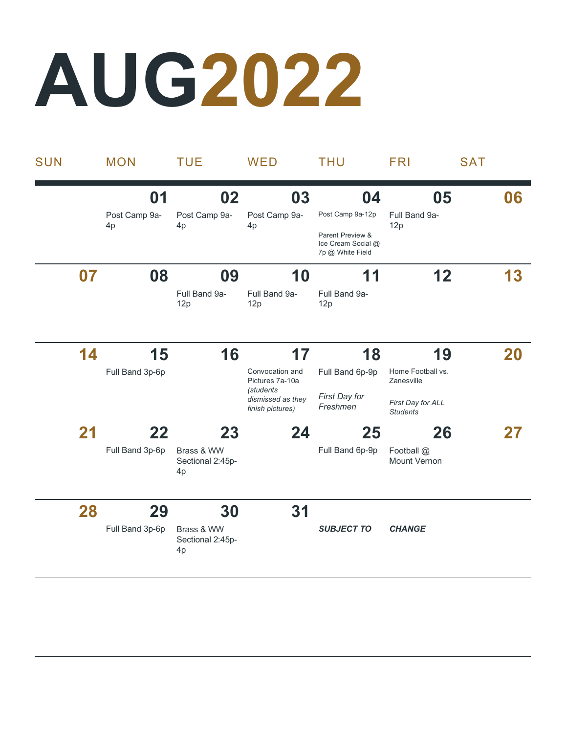# AUG2022

| SUN | MON | TUE | WED | THU | FRI | SAT |
|---|---|---|---|---|---|---|
| | **01** Post Camp 9a-4p | **02** Post Camp 9a-4p | **03** Post Camp 9a-4p | **04** Post Camp 9a-12p<br><br>Parent Preview & Ice Cream Social @ 7p @ White Field | **05** Full Band 9a-12p | **06** |
| **07** | **08** | **09** Full Band 9a-12p | **10** Full Band 9a-12p | **11** Full Band 9a-12p | **12** | **13** |
| **14** | **15** Full Band 3p-6p | **16** | **17** Convocation and Pictures 7a-10a *(students dismissed as they finish pictures)* | **18** Full Band 6p-9p<br><br>*First Day for Freshmen* | **19** Home Football vs. Zanesville<br><br>*First Day for ALL Students* | **20** |
| **21** | **22** Full Band 3p-6p | **23** Brass & WW Sectional 2:45p-4p | **24** | **25** Full Band 6p-9p | **26** Football @ Mount Vernon | **27** |
| **28** | **29** Full Band 3p-6p | **30** Brass & WW Sectional 2:45p-4p | **31** | ***SUBJECT TO*** | ***CHANGE*** | |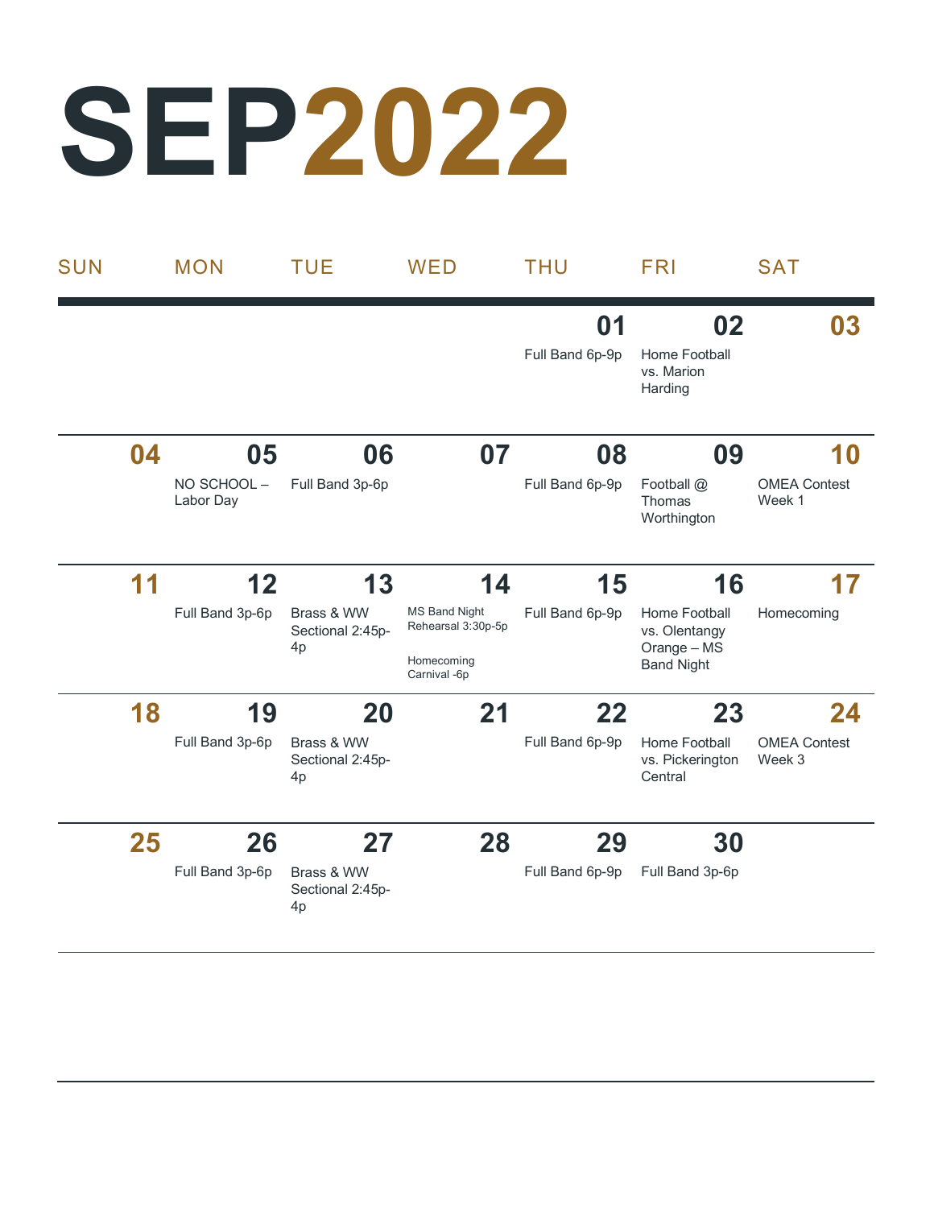# SEP2022

| SUN | MON | TUE | WED | THU | FRI | SAT |
|---|---|---|---|---|---|---|
| | | | | **01** Full Band 6p-9p | **02** Home Football vs. Marion Harding | **03** |
| **04** | **05** NO SCHOOL – Labor Day | **06** Full Band 3p-6p | **07** | **08** Full Band 6p-9p | **09** Football @ Thomas Worthington | **10** OMEA Contest Week 1 |
| **11** | **12** Full Band 3p-6p | **13** Brass & WW Sectional 2:45p-4p | **14** MS Band Night Rehearsal 3:30p-5p<br><br>Homecoming Carnival -6p | **15** Full Band 6p-9p | **16** Home Football vs. Olentangy Orange – MS Band Night | **17** Homecoming |
| **18** | **19** Full Band 3p-6p | **20** Brass & WW Sectional 2:45p-4p | **21** | **22** Full Band 6p-9p | **23** Home Football vs. Pickerington Central | **24** OMEA Contest Week 3 |
| **25** | **26** Full Band 3p-6p | **27** Brass & WW Sectional 2:45p-4p | **28** | **29** Full Band 6p-9p | **30** Full Band 3p-6p | |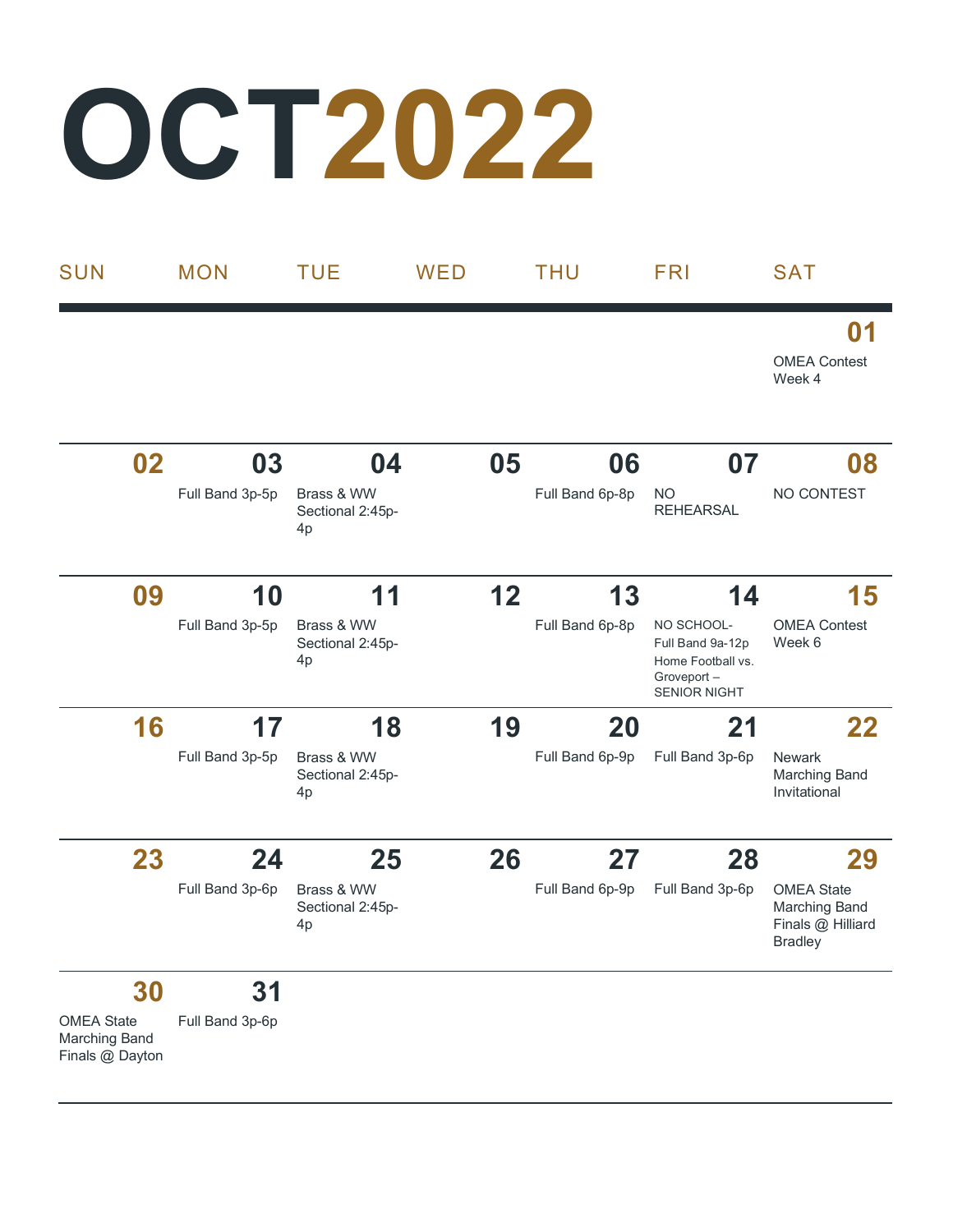# OCT2022

| SUN | MON | TUE | WED | THU | FRI | SAT |
|---|---|---|---|---|---|---|
| | | | | | | **01** OMEA Contest Week 4 |
| **02** | **03** Full Band 3p-5p | **04** Brass & WW Sectional 2:45p-4p | **05** | **06** Full Band 6p-8p | **07** NO REHEARSAL | **08** NO CONTEST |
| **09** | **10** Full Band 3p-5p | **11** Brass & WW Sectional 2:45p-4p | **12** | **13** Full Band 6p-8p | **14** NO SCHOOL- Full Band 9a-12p Home Football vs. Groveport – SENIOR NIGHT | **15** OMEA Contest Week 6 |
| **16** | **17** Full Band 3p-5p | **18** Brass & WW Sectional 2:45p-4p | **19** | **20** Full Band 6p-9p | **21** Full Band 3p-6p | **22** Newark Marching Band Invitational |
| **23** | **24** Full Band 3p-6p | **25** Brass & WW Sectional 2:45p-4p | **26** | **27** Full Band 6p-9p | **28** Full Band 3p-6p | **29** OMEA State Marching Band Finals @ Hilliard Bradley |
| **30** OMEA State Marching Band Finals @ Dayton | **31** Full Band 3p-6p | | | | | |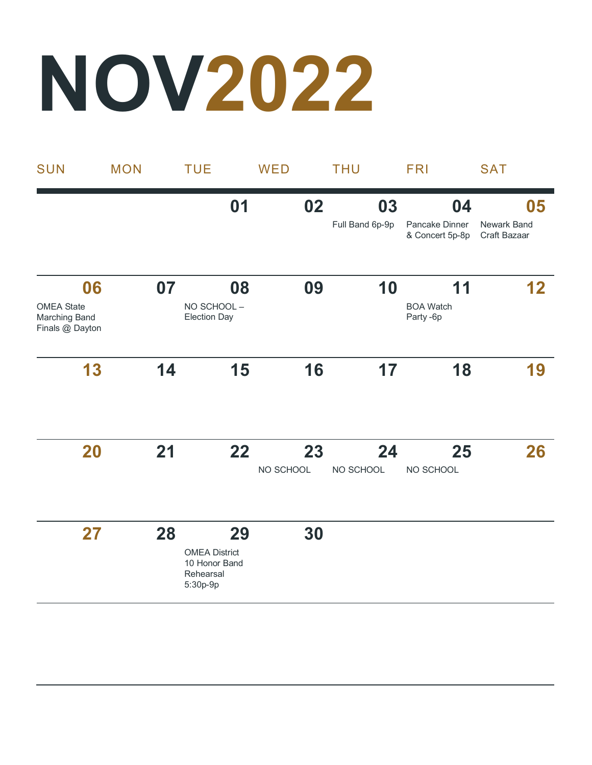# NOV2022

| SUN | MON | TUE | WED | THU | FRI | SAT |
|---|---|---|---|---|---|---|
| | | 01 | 02 | 03<br>Full Band 6p-9p | 04<br>Pancake Dinner & Concert 5p-8p | 05<br>Newark Band Craft Bazaar |
| 06<br>OMEA State Marching Band Finals @ Dayton | 07 | 08<br>NO SCHOOL – Election Day | 09 | 10 | 11<br>BOA Watch Party -6p | 12 |
| 13 | 14 | 15 | 16 | 17 | 18 | 19 |
| 20 | 21 | 22 | 23<br>NO SCHOOL | 24<br>NO SCHOOL | 25<br>NO SCHOOL | 26 |
| 27 | 28 | 29<br>OMEA District 10 Honor Band Rehearsal 5:30p-9p | 30 | | | |